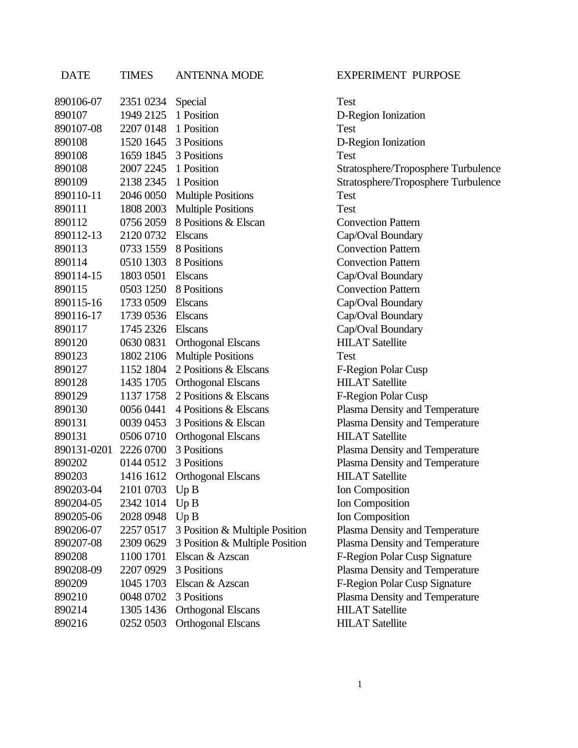| DATE | TIMES | ANTENNA MODE | EXPERIMENT PURPOSE |
|---|---|---|---|
| 890106-07 | 2351 0234 | Special | Test |
| 890107 | 1949 2125 | 1 Position | D-Region Ionization |
| 890107-08 | 2207 0148 | 1 Position | Test |
| 890108 | 1520 1645 | 3 Positions | D-Region Ionization |
| 890108 | 1659 1845 | 3 Positions | Test |
| 890108 | 2007 2245 | 1 Position | Stratosphere/Troposphere Turbulence |
| 890109 | 2138 2345 | 1 Position | Stratosphere/Troposphere Turbulence |
| 890110-11 | 2046 0050 | Multiple Positions | Test |
| 890111 | 1808 2003 | Multiple Positions | Test |
| 890112 | 0756 2059 | 8 Positions & Elscan | Convection Pattern |
| 890112-13 | 2120 0732 | Elscans | Cap/Oval Boundary |
| 890113 | 0733 1559 | 8 Positions | Convection Pattern |
| 890114 | 0510 1303 | 8 Positions | Convection Pattern |
| 890114-15 | 1803 0501 | Elscans | Cap/Oval Boundary |
| 890115 | 0503 1250 | 8 Positions | Convection Pattern |
| 890115-16 | 1733 0509 | Elscans | Cap/Oval Boundary |
| 890116-17 | 1739 0536 | Elscans | Cap/Oval Boundary |
| 890117 | 1745 2326 | Elscans | Cap/Oval Boundary |
| 890120 | 0630 0831 | Orthogonal Elscans | HILAT Satellite |
| 890123 | 1802 2106 | Multiple Positions | Test |
| 890127 | 1152 1804 | 2 Positions & Elscans | F-Region Polar Cusp |
| 890128 | 1435 1705 | Orthogonal Elscans | HILAT Satellite |
| 890129 | 1137 1758 | 2 Positions & Elscans | F-Region Polar Cusp |
| 890130 | 0056 0441 | 4 Positions & Elscans | Plasma Density and Temperature |
| 890131 | 0039 0453 | 3 Positions & Elscan | Plasma Density and Temperature |
| 890131 | 0506 0710 | Orthogonal Elscans | HILAT Satellite |
| 890131-0201 | 2226 0700 | 3 Positions | Plasma Density and Temperature |
| 890202 | 0144 0512 | 3 Positions | Plasma Density and Temperature |
| 890203 | 1416 1612 | Orthogonal Elscans | HILAT Satellite |
| 890203-04 | 2101 0703 | Up B | Ion Composition |
| 890204-05 | 2342 1014 | Up B | Ion Composition |
| 890205-06 | 2028 0948 | Up B | Ion Composition |
| 890206-07 | 2257 0517 | 3 Position & Multiple Position | Plasma Density and Temperature |
| 890207-08 | 2309 0629 | 3 Position & Multiple Position | Plasma Density and Temperature |
| 890208 | 1100 1701 | Elscan & Azscan | F-Region Polar Cusp Signature |
| 890208-09 | 2207 0929 | 3 Positions | Plasma Density and Temperature |
| 890209 | 1045 1703 | Elscan & Azscan | F-Region Polar Cusp Signature |
| 890210 | 0048 0702 | 3 Positions | Plasma Density and Temperature |
| 890214 | 1305 1436 | Orthogonal Elscans | HILAT Satellite |
| 890216 | 0252 0503 | Orthogonal Elscans | HILAT Satellite |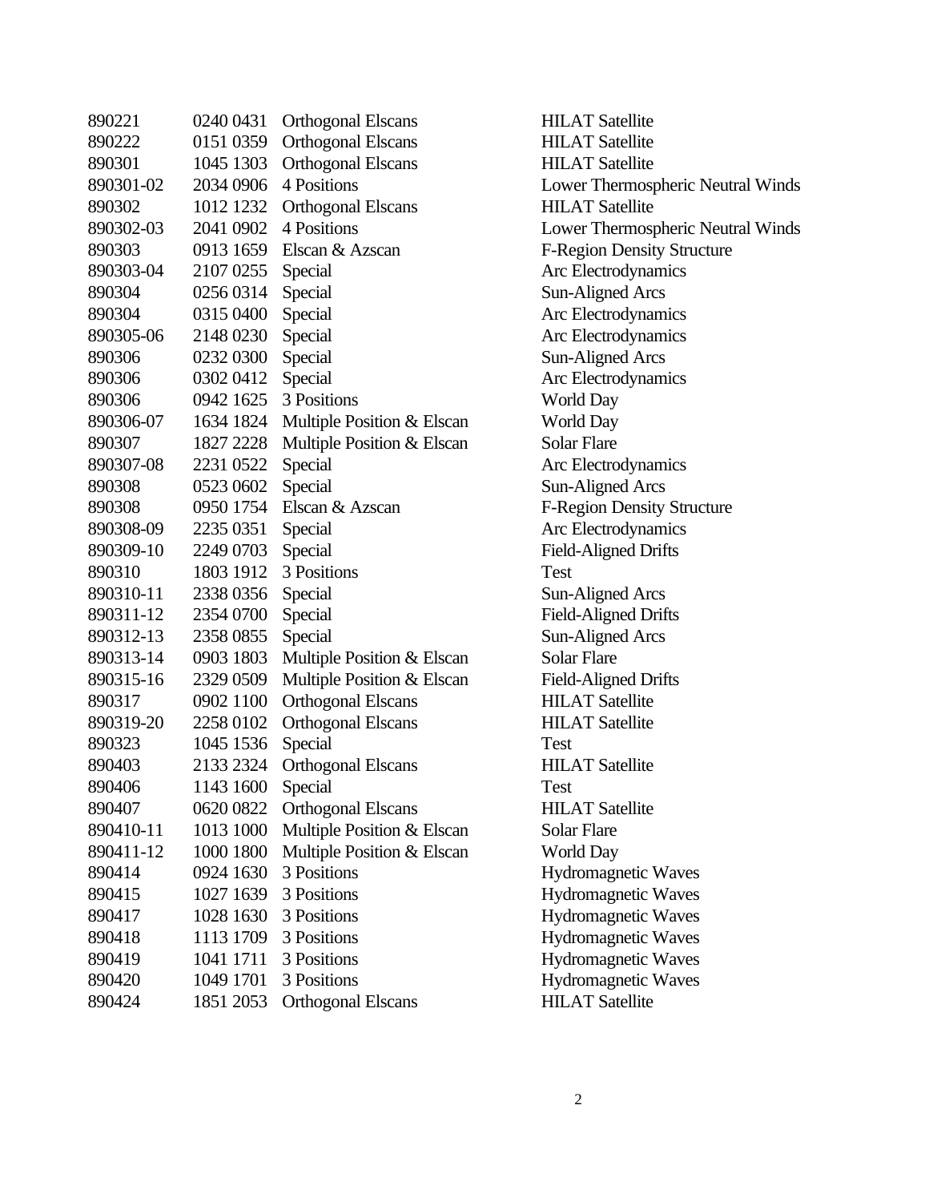| | | | |
|---|---|---|---|
| 890221 | 0240 0431 | Orthogonal Elscans | HILAT Satellite |
| 890222 | 0151 0359 | Orthogonal Elscans | HILAT Satellite |
| 890301 | 1045 1303 | Orthogonal Elscans | HILAT Satellite |
| 890301-02 | 2034 0906 | 4 Positions | Lower Thermospheric Neutral Winds |
| 890302 | 1012 1232 | Orthogonal Elscans | HILAT Satellite |
| 890302-03 | 2041 0902 | 4 Positions | Lower Thermospheric Neutral Winds |
| 890303 | 0913 1659 | Elscan & Azscan | F-Region Density Structure |
| 890303-04 | 2107 0255 | Special | Arc Electrodynamics |
| 890304 | 0256 0314 | Special | Sun-Aligned Arcs |
| 890304 | 0315 0400 | Special | Arc Electrodynamics |
| 890305-06 | 2148 0230 | Special | Arc Electrodynamics |
| 890306 | 0232 0300 | Special | Sun-Aligned Arcs |
| 890306 | 0302 0412 | Special | Arc Electrodynamics |
| 890306 | 0942 1625 | 3 Positions | World Day |
| 890306-07 | 1634 1824 | Multiple Position & Elscan | World Day |
| 890307 | 1827 2228 | Multiple Position & Elscan | Solar Flare |
| 890307-08 | 2231 0522 | Special | Arc Electrodynamics |
| 890308 | 0523 0602 | Special | Sun-Aligned Arcs |
| 890308 | 0950 1754 | Elscan & Azscan | F-Region Density Structure |
| 890308-09 | 2235 0351 | Special | Arc Electrodynamics |
| 890309-10 | 2249 0703 | Special | Field-Aligned Drifts |
| 890310 | 1803 1912 | 3 Positions | Test |
| 890310-11 | 2338 0356 | Special | Sun-Aligned Arcs |
| 890311-12 | 2354 0700 | Special | Field-Aligned Drifts |
| 890312-13 | 2358 0855 | Special | Sun-Aligned Arcs |
| 890313-14 | 0903 1803 | Multiple Position & Elscan | Solar Flare |
| 890315-16 | 2329 0509 | Multiple Position & Elscan | Field-Aligned Drifts |
| 890317 | 0902 1100 | Orthogonal Elscans | HILAT Satellite |
| 890319-20 | 2258 0102 | Orthogonal Elscans | HILAT Satellite |
| 890323 | 1045 1536 | Special | Test |
| 890403 | 2133 2324 | Orthogonal Elscans | HILAT Satellite |
| 890406 | 1143 1600 | Special | Test |
| 890407 | 0620 0822 | Orthogonal Elscans | HILAT Satellite |
| 890410-11 | 1013 1000 | Multiple Position & Elscan | Solar Flare |
| 890411-12 | 1000 1800 | Multiple Position & Elscan | World Day |
| 890414 | 0924 1630 | 3 Positions | Hydromagnetic Waves |
| 890415 | 1027 1639 | 3 Positions | Hydromagnetic Waves |
| 890417 | 1028 1630 | 3 Positions | Hydromagnetic Waves |
| 890418 | 1113 1709 | 3 Positions | Hydromagnetic Waves |
| 890419 | 1041 1711 | 3 Positions | Hydromagnetic Waves |
| 890420 | 1049 1701 | 3 Positions | Hydromagnetic Waves |
| 890424 | 1851 2053 | Orthogonal Elscans | HILAT Satellite |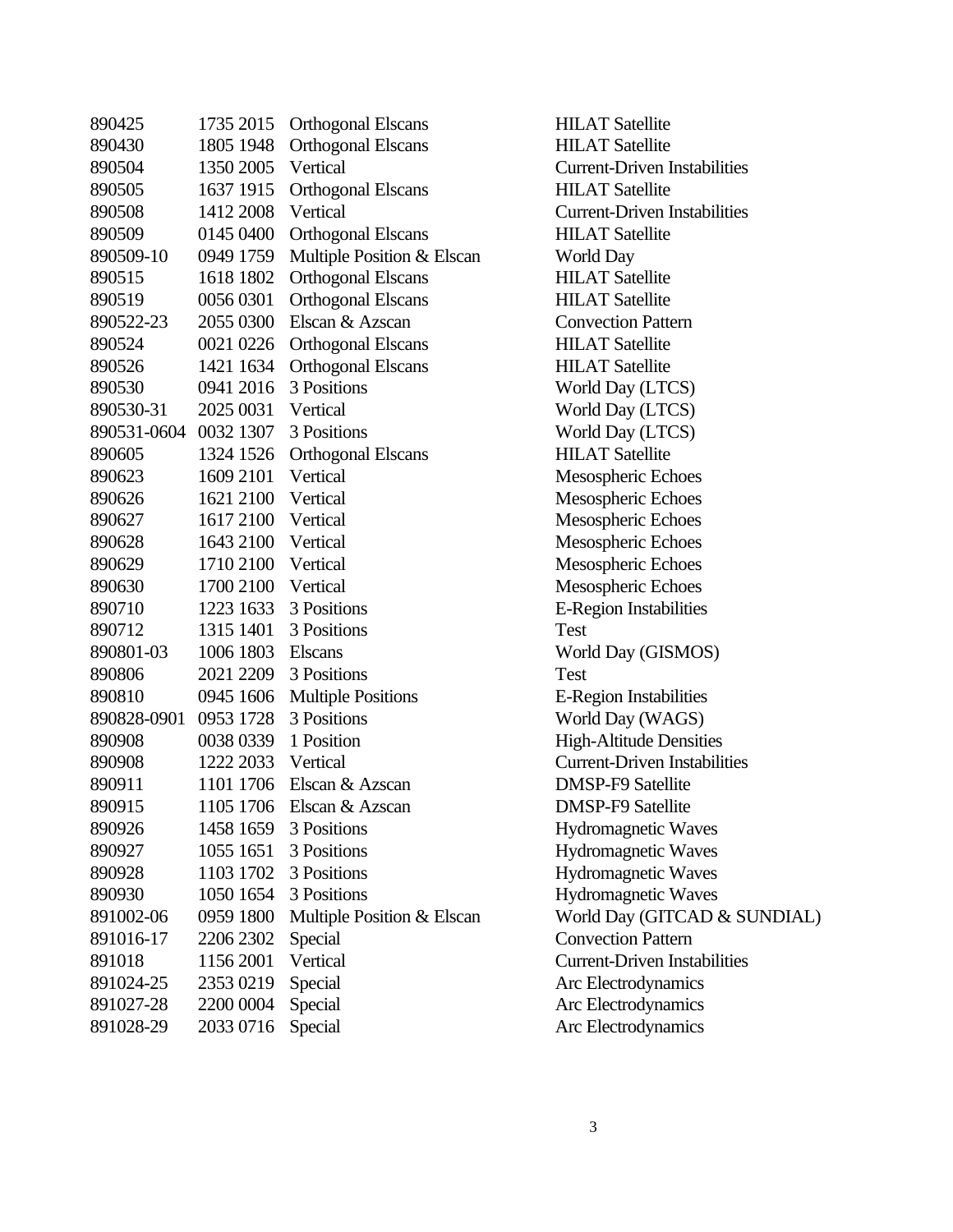| | | | |
|---|---|---|---|
| 890425 | 1735 2015 | Orthogonal Elscans | HILAT Satellite |
| 890430 | 1805 1948 | Orthogonal Elscans | HILAT Satellite |
| 890504 | 1350 2005 | Vertical | Current-Driven Instabilities |
| 890505 | 1637 1915 | Orthogonal Elscans | HILAT Satellite |
| 890508 | 1412 2008 | Vertical | Current-Driven Instabilities |
| 890509 | 0145 0400 | Orthogonal Elscans | HILAT Satellite |
| 890509-10 | 0949 1759 | Multiple Position & Elscan | World Day |
| 890515 | 1618 1802 | Orthogonal Elscans | HILAT Satellite |
| 890519 | 0056 0301 | Orthogonal Elscans | HILAT Satellite |
| 890522-23 | 2055 0300 | Elscan & Azscan | Convection Pattern |
| 890524 | 0021 0226 | Orthogonal Elscans | HILAT Satellite |
| 890526 | 1421 1634 | Orthogonal Elscans | HILAT Satellite |
| 890530 | 0941 2016 | 3 Positions | World Day (LTCS) |
| 890530-31 | 2025 0031 | Vertical | World Day (LTCS) |
| 890531-0604 | 0032 1307 | 3 Positions | World Day (LTCS) |
| 890605 | 1324 1526 | Orthogonal Elscans | HILAT Satellite |
| 890623 | 1609 2101 | Vertical | Mesospheric Echoes |
| 890626 | 1621 2100 | Vertical | Mesospheric Echoes |
| 890627 | 1617 2100 | Vertical | Mesospheric Echoes |
| 890628 | 1643 2100 | Vertical | Mesospheric Echoes |
| 890629 | 1710 2100 | Vertical | Mesospheric Echoes |
| 890630 | 1700 2100 | Vertical | Mesospheric Echoes |
| 890710 | 1223 1633 | 3 Positions | E-Region Instabilities |
| 890712 | 1315 1401 | 3 Positions | Test |
| 890801-03 | 1006 1803 | Elscans | World Day (GISMOS) |
| 890806 | 2021 2209 | 3 Positions | Test |
| 890810 | 0945 1606 | Multiple Positions | E-Region Instabilities |
| 890828-0901 | 0953 1728 | 3 Positions | World Day (WAGS) |
| 890908 | 0038 0339 | 1 Position | High-Altitude Densities |
| 890908 | 1222 2033 | Vertical | Current-Driven Instabilities |
| 890911 | 1101 1706 | Elscan & Azscan | DMSP-F9 Satellite |
| 890915 | 1105 1706 | Elscan & Azscan | DMSP-F9 Satellite |
| 890926 | 1458 1659 | 3 Positions | Hydromagnetic Waves |
| 890927 | 1055 1651 | 3 Positions | Hydromagnetic Waves |
| 890928 | 1103 1702 | 3 Positions | Hydromagnetic Waves |
| 890930 | 1050 1654 | 3 Positions | Hydromagnetic Waves |
| 891002-06 | 0959 1800 | Multiple Position & Elscan | World Day (GITCAD & SUNDIAL) |
| 891016-17 | 2206 2302 | Special | Convection Pattern |
| 891018 | 1156 2001 | Vertical | Current-Driven Instabilities |
| 891024-25 | 2353 0219 | Special | Arc Electrodynamics |
| 891027-28 | 2200 0004 | Special | Arc Electrodynamics |
| 891028-29 | 2033 0716 | Special | Arc Electrodynamics |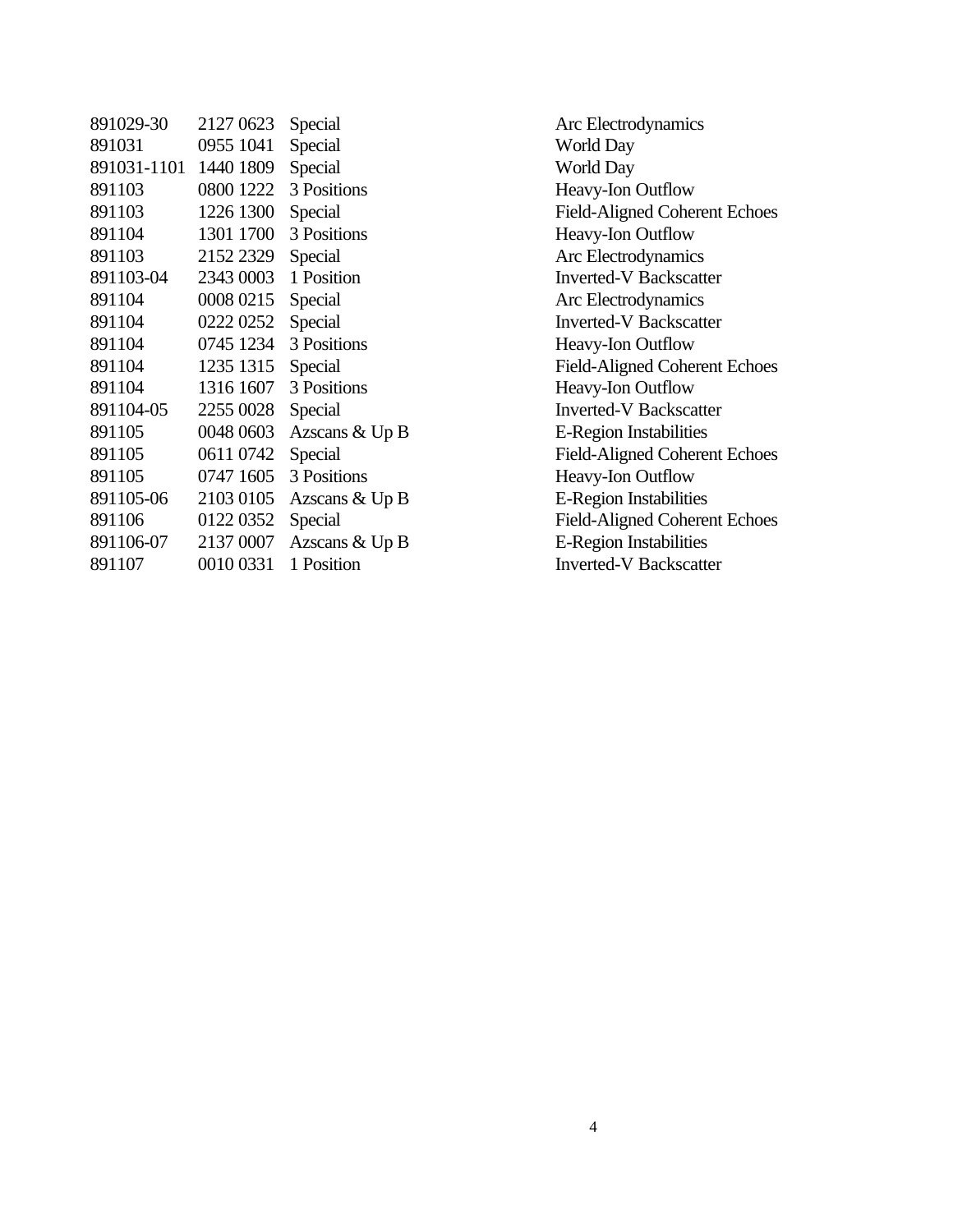| | | | |
|---|---|---|---|
| 891029-30 | 2127 0623 | Special | Arc Electrodynamics |
| 891031 | 0955 1041 | Special | World Day |
| 891031-1101 | 1440 1809 | Special | World Day |
| 891103 | 0800 1222 | 3 Positions | Heavy-Ion Outflow |
| 891103 | 1226 1300 | Special | Field-Aligned Coherent Echoes |
| 891104 | 1301 1700 | 3 Positions | Heavy-Ion Outflow |
| 891103 | 2152 2329 | Special | Arc Electrodynamics |
| 891103-04 | 2343 0003 | 1 Position | Inverted-V Backscatter |
| 891104 | 0008 0215 | Special | Arc Electrodynamics |
| 891104 | 0222 0252 | Special | Inverted-V Backscatter |
| 891104 | 0745 1234 | 3 Positions | Heavy-Ion Outflow |
| 891104 | 1235 1315 | Special | Field-Aligned Coherent Echoes |
| 891104 | 1316 1607 | 3 Positions | Heavy-Ion Outflow |
| 891104-05 | 2255 0028 | Special | Inverted-V Backscatter |
| 891105 | 0048 0603 | Azscans & Up B | E-Region Instabilities |
| 891105 | 0611 0742 | Special | Field-Aligned Coherent Echoes |
| 891105 | 0747 1605 | 3 Positions | Heavy-Ion Outflow |
| 891105-06 | 2103 0105 | Azscans & Up B | E-Region Instabilities |
| 891106 | 0122 0352 | Special | Field-Aligned Coherent Echoes |
| 891106-07 | 2137 0007 | Azscans & Up B | E-Region Instabilities |
| 891107 | 0010 0331 | 1 Position | Inverted-V Backscatter |